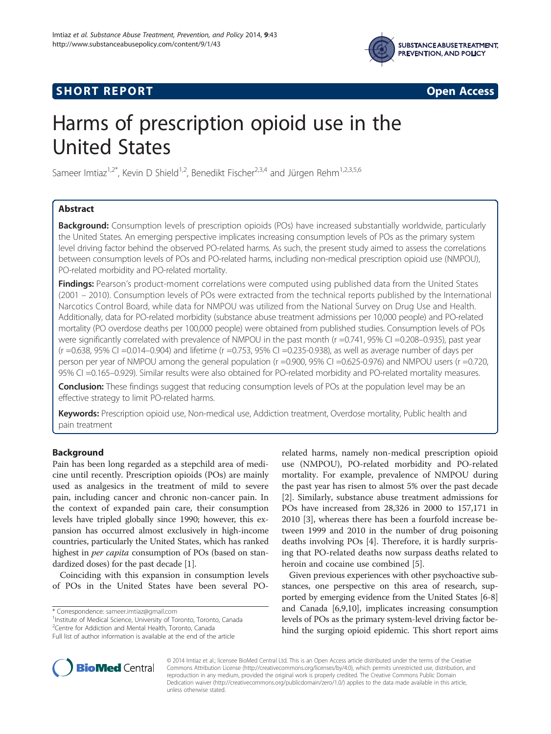**SHORT REPORT** **Open Access**

# Harms of prescription opioid use in the United States

Sameer Imtiaz[1,2*], Kevin D Shield[1,2], Benedikt Fischer[2,3,4] and Jürgen Rehm[1,2,3,5,6]

## Abstract

**Background:** Consumption levels of prescription opioids (POs) have increased substantially worldwide, particularly the United States. An emerging perspective implicates increasing consumption levels of POs as the primary system level driving factor behind the observed PO-related harms. As such, the present study aimed to assess the correlations between consumption levels of POs and PO-related harms, including non-medical prescription opioid use (NMPOU), PO-related morbidity and PO-related mortality.

**Findings:** Pearson's product-moment correlations were computed using published data from the United States (2001 – 2010). Consumption levels of POs were extracted from the technical reports published by the International Narcotics Control Board, while data for NMPOU was utilized from the National Survey on Drug Use and Health. Additionally, data for PO-related morbidity (substance abuse treatment admissions per 10,000 people) and PO-related mortality (PO overdose deaths per 100,000 people) were obtained from published studies. Consumption levels of POs were significantly correlated with prevalence of NMPOU in the past month (r =0.741, 95% CI =0.208–0.935), past year (r =0.638, 95% CI =0.014–0.904) and lifetime (r =0.753, 95% CI =0.235-0.938), as well as average number of days per person per year of NMPOU among the general population (r =0.900, 95% CI =0.625-0.976) and NMPOU users (r =0.720, 95% CI =0.165–0.929). Similar results were also obtained for PO-related morbidity and PO-related mortality measures.

**Conclusion:** These findings suggest that reducing consumption levels of POs at the population level may be an effective strategy to limit PO-related harms.

**Keywords:** Prescription opioid use, Non-medical use, Addiction treatment, Overdose mortality, Public health and pain treatment

## Background

Pain has been long regarded as a stepchild area of medicine until recently. Prescription opioids (POs) are mainly used as analgesics in the treatment of mild to severe pain, including cancer and chronic non-cancer pain. In the context of expanded pain care, their consumption levels have tripled globally since 1990; however, this expansion has occurred almost exclusively in high-income countries, particularly the United States, which has ranked highest in *per capita* consumption of POs (based on standardized doses) for the past decade [1].

Coinciding with this expansion in consumption levels of POs in the United States have been several PO-related harms, namely non-medical prescription opioid use (NMPOU), PO-related morbidity and PO-related mortality. For example, prevalence of NMPOU during the past year has risen to almost 5% over the past decade [2]. Similarly, substance abuse treatment admissions for POs have increased from 28,326 in 2000 to 157,171 in 2010 [3], whereas there has been a fourfold increase between 1999 and 2010 in the number of drug poisoning deaths involving POs [4]. Therefore, it is hardly surprising that PO-related deaths now surpass deaths related to heroin and cocaine use combined [5].

Given previous experiences with other psychoactive substances, one perspective on this area of research, supported by emerging evidence from the United States [6-8] and Canada [6,9,10], implicates increasing consumption levels of POs as the primary system-level driving factor behind the surging opioid epidemic. This short report aims

\* Correspondence: sameer.imtiaz@gmail.com
[1]Institute of Medical Science, University of Toronto, Toronto, Canada
[2]Centre for Addiction and Mental Health, Toronto, Canada
Full list of author information is available at the end of the article

© 2014 Imtiaz et al.; licensee BioMed Central Ltd. This is an Open Access article distributed under the terms of the Creative Commons Attribution License (http://creativecommons.org/licenses/by/4.0), which permits unrestricted use, distribution, and reproduction in any medium, provided the original work is properly credited. The Creative Commons Public Domain Dedication waiver (http://creativecommons.org/publicdomain/zero/1.0/) applies to the data made available in this article, unless otherwise stated.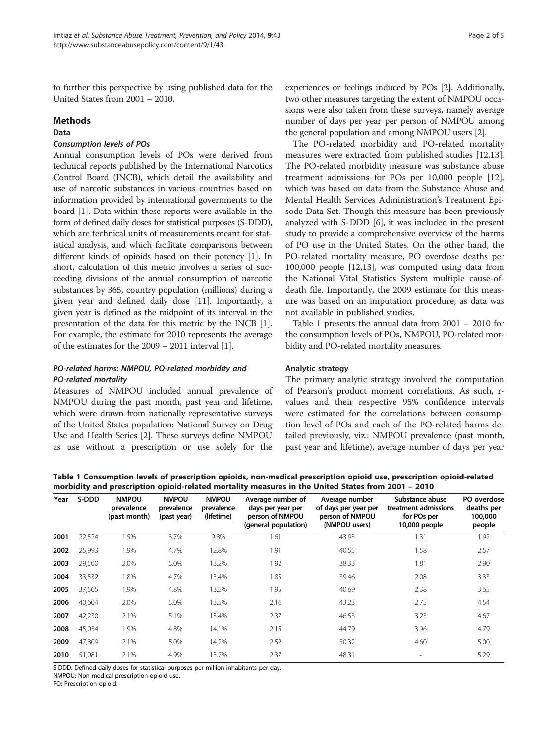to further this perspective by using published data for the United States from 2001 – 2010.

## Methods

### Data

#### *Consumption levels of POs*

Annual consumption levels of POs were derived from technical reports published by the International Narcotics Control Board (INCB), which detail the availability and use of narcotic substances in various countries based on information provided by international governments to the board [1]. Data within these reports were available in the form of defined daily doses for statistical purposes (S-DDD), which are technical units of measurements meant for statistical analysis, and which facilitate comparisons between different kinds of opioids based on their potency [1]. In short, calculation of this metric involves a series of succeeding divisions of the annual consumption of narcotic substances by 365, country population (millions) during a given year and defined daily dose [11]. Importantly, a given year is defined as the midpoint of its interval in the presentation of the data for this metric by the INCB [1]. For example, the estimate for 2010 represents the average of the estimates for the 2009 – 2011 interval [1].

#### *PO-related harms: NMPOU, PO-related morbidity and PO-related mortality*

Measures of NMPOU included annual prevalence of NMPOU during the past month, past year and lifetime, which were drawn from nationally representative surveys of the United States population: National Survey on Drug Use and Health Series [2]. These surveys define NMPOU as use without a prescription or use solely for the experiences or feelings induced by POs [2]. Additionally, two other measures targeting the extent of NMPOU occasions were also taken from these surveys, namely average number of days per year per person of NMPOU among the general population and among NMPOU users [2].

The PO-related morbidity and PO-related mortality measures were extracted from published studies [12,13]. The PO-related morbidity measure was substance abuse treatment admissions for POs per 10,000 people [12], which was based on data from the Substance Abuse and Mental Health Services Administration's Treatment Episode Data Set. Though this measure has been previously analyzed with S-DDD [6], it was included in the present study to provide a comprehensive overview of the harms of PO use in the United States. On the other hand, the PO-related mortality measure, PO overdose deaths per 100,000 people [12,13], was computed using data from the National Vital Statistics System multiple cause-of-death file. Importantly, the 2009 estimate for this measure was based on an imputation procedure, as data was not available in published studies.

Table 1 presents the annual data from 2001 – 2010 for the consumption levels of POs, NMPOU, PO-related morbidity and PO-related mortality measures.

### Analytic strategy

The primary analytic strategy involved the computation of Pearson's product moment correlations. As such, r-values and their respective 95% confidence intervals were estimated for the correlations between consumption level of POs and each of the PO-related harms detailed previously, viz.: NMPOU prevalence (past month, past year and lifetime), average number of days per year

**Table 1 Consumption levels of prescription opioids, non-medical prescription opioid use, prescription opioid-related morbidity and prescription opioid-related mortality measures in the United States from 2001 – 2010**

| Year | S-DDD | NMPOU prevalence (past month) | NMPOU prevalence (past year) | NMPOU prevalence (lifetime) | Average number of days per year per person of NMPOU (general population) | Average number of days per year per person of NMPOU (NMPOU users) | Substance abuse treatment admissions for POs per 10,000 people | PO overdose deaths per 100,000 people |
|---|---|---|---|---|---|---|---|---|
| **2001** | 22,524 | 1.5% | 3.7% | 9.8% | 1.61 | 43.93 | 1.31 | 1.92 |
| **2002** | 25,993 | 1.9% | 4.7% | 12.8% | 1.91 | 40.55 | 1.58 | 2.57 |
| **2003** | 29,500 | 2.0% | 5.0% | 13.2% | 1.92 | 38.33 | 1.81 | 2.90 |
| **2004** | 33,532 | 1.8% | 4.7% | 13.4% | 1.85 | 39.46 | 2.08 | 3.33 |
| **2005** | 37,565 | 1.9% | 4.8% | 13.5% | 1.95 | 40.69 | 2.38 | 3.65 |
| **2006** | 40,604 | 2.0% | 5.0% | 13.5% | 2.16 | 43.23 | 2.75 | 4.54 |
| **2007** | 42,230 | 2.1% | 5.1% | 13.4% | 2.37 | 46.53 | 3.23 | 4.67 |
| **2008** | 45,054 | 1.9% | 4.8% | 14.1% | 2.15 | 44.79 | 3.96 | 4.79 |
| **2009** | 47,809 | 2.1% | 5.0% | 14.2% | 2.52 | 50.32 | 4.60 | 5.00 |
| **2010** | 51,081 | 2.1% | 4.9% | 13.7% | 2.37 | 48.31 | - | 5.29 |

S-DDD: Defined daily doses for statistical purposes per million inhabitants per day.
NMPOU: Non-medical prescription opioid use.
PO: Prescription opioid.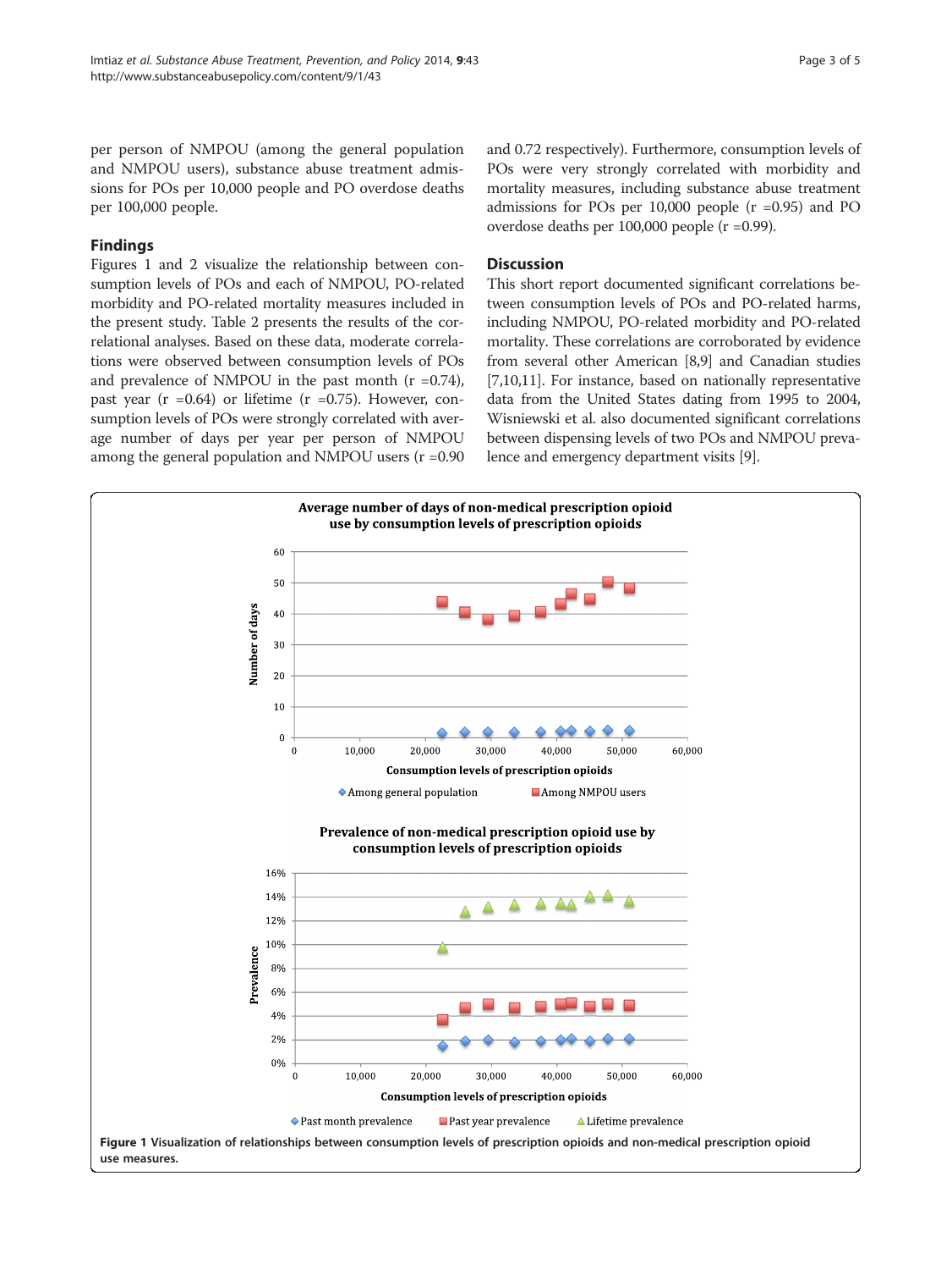per person of NMPOU (among the general population and NMPOU users), substance abuse treatment admissions for POs per 10,000 people and PO overdose deaths per 100,000 people.

## Findings

Figures 1 and 2 visualize the relationship between consumption levels of POs and each of NMPOU, PO-related morbidity and PO-related mortality measures included in the present study. Table 2 presents the results of the correlational analyses. Based on these data, moderate correlations were observed between consumption levels of POs and prevalence of NMPOU in the past month (r =0.74), past year (r =0.64) or lifetime (r =0.75). However, consumption levels of POs were strongly correlated with average number of days per year per person of NMPOU among the general population and NMPOU users (r =0.90 and 0.72 respectively). Furthermore, consumption levels of POs were very strongly correlated with morbidity and mortality measures, including substance abuse treatment admissions for POs per 10,000 people (r =0.95) and PO overdose deaths per 100,000 people (r =0.99).

## Discussion

This short report documented significant correlations between consumption levels of POs and PO-related harms, including NMPOU, PO-related morbidity and PO-related mortality. These correlations are corroborated by evidence from several other American [8,9] and Canadian studies [7,10,11]. For instance, based on nationally representative data from the United States dating from 1995 to 2004, Wisniewski et al. also documented significant correlations between dispensing levels of two POs and NMPOU prevalence and emergency department visits [9].

**Figure 1 Visualization of relationships between consumption levels of prescription opioids and non-medical prescription opioid use measures.**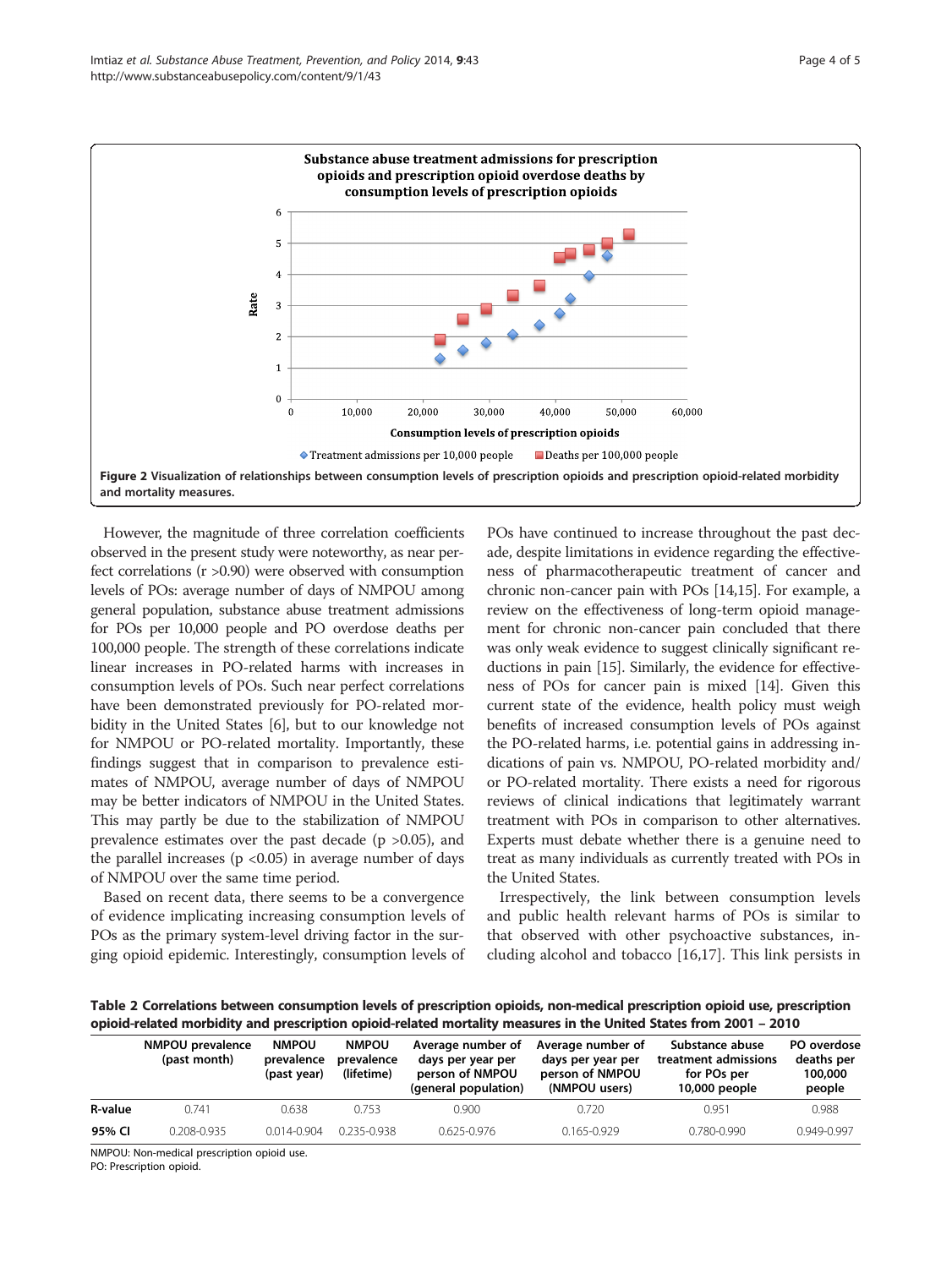**Figure 2 Visualization of relationships between consumption levels of prescription opioids and prescription opioid-related morbidity and mortality measures.**

However, the magnitude of three correlation coefficients observed in the present study were noteworthy, as near perfect correlations ($r > 0.90$) were observed with consumption levels of POs: average number of days of NMPOU among general population, substance abuse treatment admissions for POs per 10,000 people and PO overdose deaths per 100,000 people. The strength of these correlations indicate linear increases in PO-related harms with increases in consumption levels of POs. Such near perfect correlations have been demonstrated previously for PO-related morbidity in the United States [6], but to our knowledge not for NMPOU or PO-related mortality. Importantly, these findings suggest that in comparison to prevalence estimates of NMPOU, average number of days of NMPOU may be better indicators of NMPOU in the United States. This may partly be due to the stabilization of NMPOU prevalence estimates over the past decade ($p > 0.05$), and the parallel increases ($p < 0.05$) in average number of days of NMPOU over the same time period.

Based on recent data, there seems to be a convergence of evidence implicating increasing consumption levels of POs as the primary system-level driving factor in the surging opioid epidemic. Interestingly, consumption levels of POs have continued to increase throughout the past decade, despite limitations in evidence regarding the effectiveness of pharmacotherapeutic treatment of cancer and chronic non-cancer pain with POs [14,15]. For example, a review on the effectiveness of long-term opioid management for chronic non-cancer pain concluded that there was only weak evidence to suggest clinically significant reductions in pain [15]. Similarly, the evidence for effectiveness of POs for cancer pain is mixed [14]. Given this current state of the evidence, health policy must weigh benefits of increased consumption levels of POs against the PO-related harms, i.e. potential gains in addressing indications of pain vs. NMPOU, PO-related morbidity and/or PO-related mortality. There exists a need for rigorous reviews of clinical indications that legitimately warrant treatment with POs in comparison to other alternatives. Experts must debate whether there is a genuine need to treat as many individuals as currently treated with POs in the United States.

Irrespectively, the link between consumption levels and public health relevant harms of POs is similar to that observed with other psychoactive substances, including alcohol and tobacco [16,17]. This link persists in

**Table 2 Correlations between consumption levels of prescription opioids, non-medical prescription opioid use, prescription opioid-related morbidity and prescription opioid-related mortality measures in the United States from 2001 – 2010**

| | NMPOU prevalence (past month) | NMPOU prevalence (past year) | NMPOU prevalence (lifetime) | Average number of days per year per person of NMPOU (general population) | Average number of days per year per person of NMPOU (NMPOU users) | Substance abuse treatment admissions for POs per 10,000 people | PO overdose deaths per 100,000 people |
|---|---|---|---|---|---|---|---|
| **R-value** | 0.741 | 0.638 | 0.753 | 0.900 | 0.720 | 0.951 | 0.988 |
| **95% CI** | 0.208-0.935 | 0.014-0.904 | 0.235-0.938 | 0.625-0.976 | 0.165-0.929 | 0.780-0.990 | 0.949-0.997 |

NMPOU: Non-medical prescription opioid use.
PO: Prescription opioid.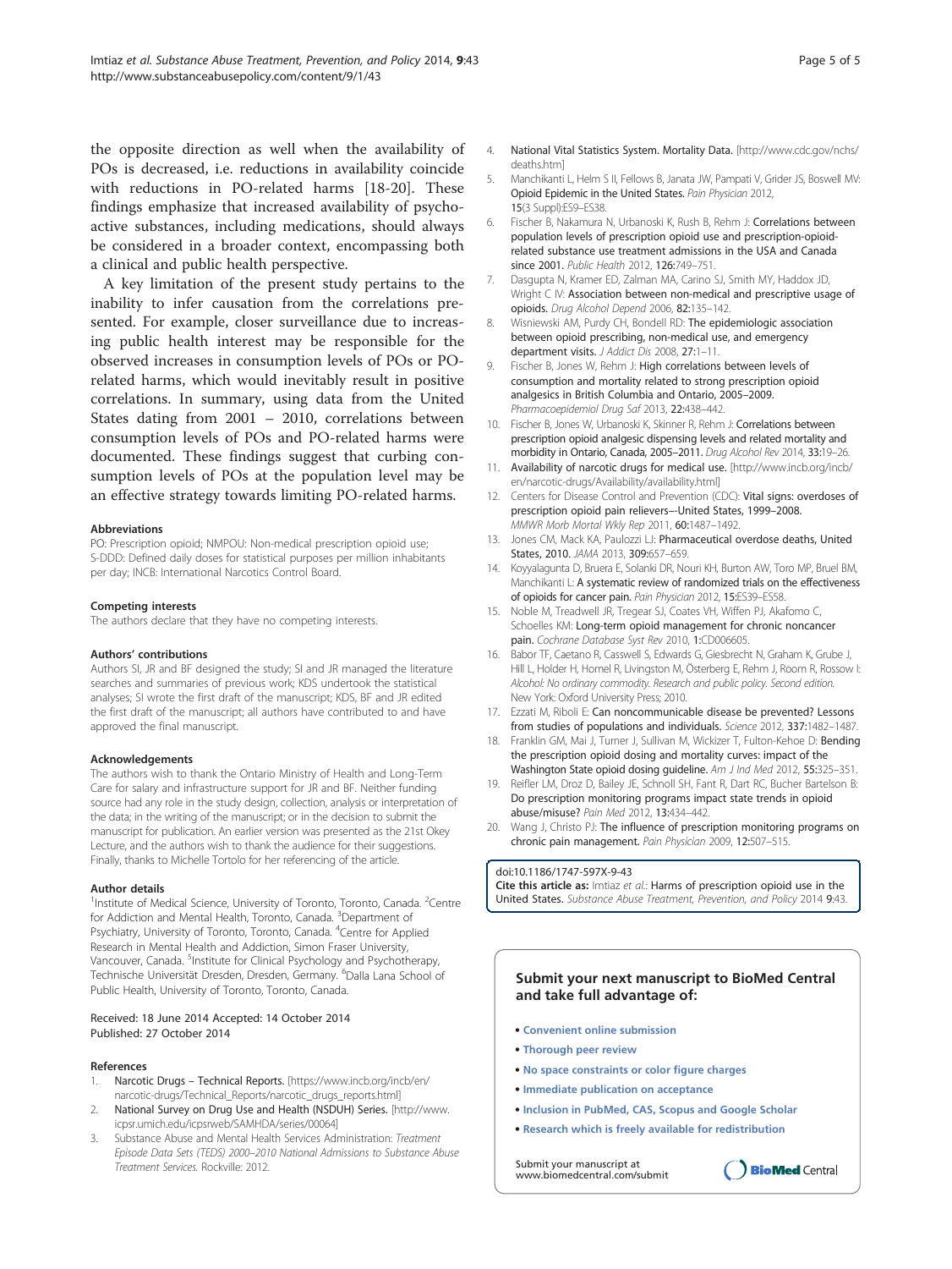the opposite direction as well when the availability of POs is decreased, i.e. reductions in availability coincide with reductions in PO-related harms [18-20]. These findings emphasize that increased availability of psychoactive substances, including medications, should always be considered in a broader context, encompassing both a clinical and public health perspective.

A key limitation of the present study pertains to the inability to infer causation from the correlations presented. For example, closer surveillance due to increasing public health interest may be responsible for the observed increases in consumption levels of POs or PO-related harms, which would inevitably result in positive correlations. In summary, using data from the United States dating from 2001 – 2010, correlations between consumption levels of POs and PO-related harms were documented. These findings suggest that curbing consumption levels of POs at the population level may be an effective strategy towards limiting PO-related harms.

#### Abbreviations

PO: Prescription opioid; NMPOU: Non-medical prescription opioid use; S-DDD: Defined daily doses for statistical purposes per million inhabitants per day; INCB: International Narcotics Control Board.

#### Competing interests

The authors declare that they have no competing interests.

#### Authors' contributions

Authors SI, JR and BF designed the study; SI and JR managed the literature searches and summaries of previous work; KDS undertook the statistical analyses; SI wrote the first draft of the manuscript; KDS, BF and JR edited the first draft of the manuscript; all authors have contributed to and have approved the final manuscript.

#### Acknowledgements

The authors wish to thank the Ontario Ministry of Health and Long-Term Care for salary and infrastructure support for JR and BF. Neither funding source had any role in the study design, collection, analysis or interpretation of the data; in the writing of the manuscript; or in the decision to submit the manuscript for publication. An earlier version was presented as the 21st Okey Lecture, and the authors wish to thank the audience for their suggestions. Finally, thanks to Michelle Tortolo for her referencing of the article.

#### Author details

[1]Institute of Medical Science, University of Toronto, Toronto, Canada. [2]Centre for Addiction and Mental Health, Toronto, Canada. [3]Department of Psychiatry, University of Toronto, Toronto, Canada. [4]Centre for Applied Research in Mental Health and Addiction, Simon Fraser University, Vancouver, Canada. [5]Institute for Clinical Psychology and Psychotherapy, Technische Universität Dresden, Dresden, Germany. [6]Dalla Lana School of Public Health, University of Toronto, Toronto, Canada.

Received: 18 June 2014 Accepted: 14 October 2014
Published: 27 October 2014

#### References

1. **Narcotic Drugs – Technical Reports.** [https://www.incb.org/incb/en/narcotic-drugs/Technical_Reports/narcotic_drugs_reports.html]
2. **National Survey on Drug Use and Health (NSDUH) Series.** [http://www.icpsr.umich.edu/icpsrweb/SAMHDA/series/00064]
3. Substance Abuse and Mental Health Services Administration: *Treatment Episode Data Sets (TEDS) 2000–2010 National Admissions to Substance Abuse Treatment Services.* Rockville: 2012.
4. **National Vital Statistics System. Mortality Data.** [http://www.cdc.gov/nchs/deaths.htm]
5. Manchikanti L, Helm S II, Fellows B, Janata JW, Pampati V, Grider JS, Boswell MV: **Opioid Epidemic in the United States.** *Pain Physician* 2012, **15**(3 Suppl):ES9–ES38.
6. Fischer B, Nakamura N, Urbanoski K, Rush B, Rehm J: **Correlations between population levels of prescription opioid use and prescription-opioid-related substance use treatment admissions in the USA and Canada since 2001.** *Public Health* 2012, **126**:749–751.
7. Dasgupta N, Kramer ED, Zalman MA, Carino SJ, Smith MY, Haddox JD, Wright C IV: **Association between non-medical and prescriptive usage of opioids.** *Drug Alcohol Depend* 2006, **82**:135–142.
8. Wisniewski AM, Purdy CH, Bondell RD: **The epidemiologic association between opioid prescribing, non-medical use, and emergency department visits.** *J Addict Dis* 2008, **27**:1–11.
9. Fischer B, Jones W, Rehm J: **High correlations between levels of consumption and mortality related to strong prescription opioid analgesics in British Columbia and Ontario, 2005–2009.** *Pharmacoepidemiol Drug Saf* 2013, **22**:438–442.
10. Fischer B, Jones W, Urbanoski K, Skinner R, Rehm J: **Correlations between prescription opioid analgesic dispensing levels and related mortality and morbidity in Ontario, Canada, 2005–2011.** *Drug Alcohol Rev* 2014, **33**:19–26.
11. **Availability of narcotic drugs for medical use.** [http://www.incb.org/incb/en/narcotic-drugs/Availability/availability.html]
12. Centers for Disease Control and Prevention (CDC): **Vital signs: overdoses of prescription opioid pain relievers---United States, 1999–2008.** *MMWR Morb Mortal Wkly Rep* 2011, **60**:1487–1492.
13. Jones CM, Mack KA, Paulozzi LJ: **Pharmaceutical overdose deaths, United States, 2010.** *JAMA* 2013, **309**:657–659.
14. Koyyalagunta D, Bruera E, Solanki DR, Nouri KH, Burton AW, Toro MP, Bruel BM, Manchikanti L: **A systematic review of randomized trials on the effectiveness of opioids for cancer pain.** *Pain Physician* 2012, **15**:ES39–ES58.
15. Noble M, Treadwell JR, Tregear SJ, Coates VH, Wiffen PJ, Akafomo C, Schoelles KM: **Long-term opioid management for chronic noncancer pain.** *Cochrane Database Syst Rev* 2010, **1**:CD006605.
16. Babor TF, Caetano R, Casswell S, Edwards G, Giesbrecht N, Graham K, Grube J, Hill L, Holder H, Homel R, Livingston M, Österberg E, Rehm J, Room R, Rossow I: *Alcohol: No ordinary commodity. Research and public policy. Second edition.* New York: Oxford University Press; 2010.
17. Ezzati M, Riboli E: **Can noncommunicable disease be prevented? Lessons from studies of populations and individuals.** *Science* 2012, **337**:1482–1487.
18. Franklin GM, Mai J, Turner J, Sullivan M, Wickizer T, Fulton-Kehoe D: **Bending the prescription opioid dosing and mortality curves: impact of the Washington State opioid dosing guideline.** *Am J Ind Med* 2012, **55**:325–351.
19. Reifler LM, Droz D, Bailey JE, Schnoll SH, Fant R, Dart RC, Bucher Bartelson B: **Do prescription monitoring programs impact state trends in opioid abuse/misuse?** *Pain Med* 2012, **13**:434–442.
20. Wang J, Christo PJ: **The influence of prescription monitoring programs on chronic pain management.** *Pain Physician* 2009, **12**:507–515.

doi:10.1186/1747-597X-9-43
**Cite this article as:** Imtiaz *et al.*: Harms of prescription opioid use in the United States. *Substance Abuse Treatment, Prevention, and Policy* 2014 **9**:43.

**Submit your next manuscript to BioMed Central and take full advantage of:**

- **Convenient online submission**
- **Thorough peer review**
- **No space constraints or color figure charges**
- **Immediate publication on acceptance**
- **Inclusion in PubMed, CAS, Scopus and Google Scholar**
- **Research which is freely available for redistribution**

Submit your manuscript at
www.biomedcentral.com/submit

BioMed Central